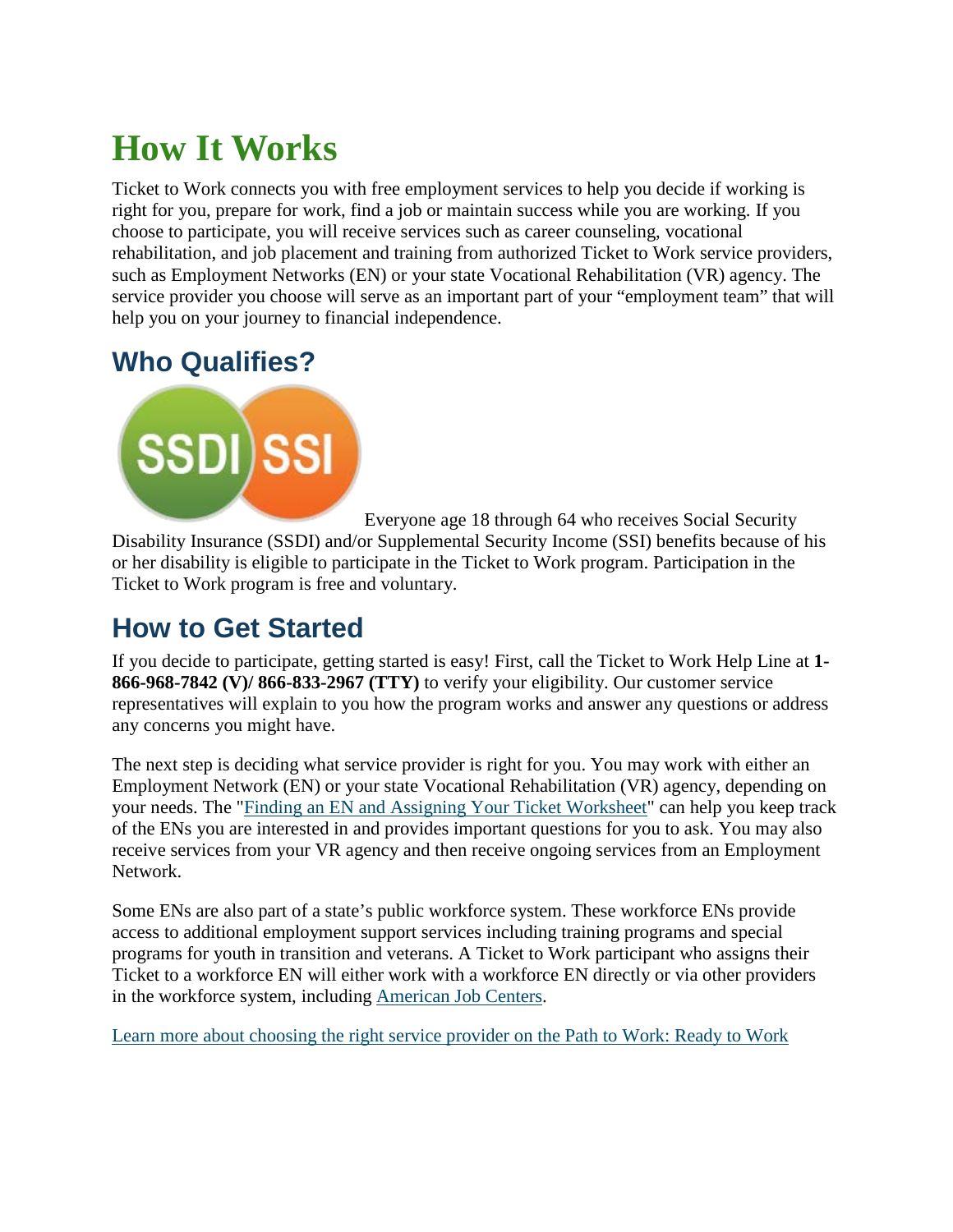# How It Works

Ticket to Work connects you with free employment services to help you decide if working is right for you, prepare for work, find a job or maintain success while you are working. If you choose to participate, you will receive services such as career counseling, vocational rehabilitation, and job placement and training from authorized Ticket to Work service providers, such as Employment Networks (EN) or your state Vocational Rehabilitation (VR) agency. The service provider you choose will serve as an important part of your "employment team" that will help you on your journey to financial independence.

## Who Qualifies?

Everyone age 18 through 64 who receives Social Security Disability Insurance (SSDI) and/or Supplemental Security Income (SSI) benefits because of his or her disability is eligible to participate in the Ticket to Work program. Participation in the Ticket to Work program is free and voluntary.

## How to Get Started

If you decide to participate, getting started is easy! First, call the Ticket to Work Help Line at **1-866-968-7842 (V)/ 866-833-2967 (TTY)** to verify your eligibility. Our customer service representatives will explain to you how the program works and answer any questions or address any concerns you might have.

The next step is deciding what service provider is right for you. You may work with either an Employment Network (EN) or your state Vocational Rehabilitation (VR) agency, depending on your needs. The "Finding an EN and Assigning Your Ticket Worksheet" can help you keep track of the ENs you are interested in and provides important questions for you to ask. You may also receive services from your VR agency and then receive ongoing services from an Employment Network.

Some ENs are also part of a state's public workforce system. These workforce ENs provide access to additional employment support services including training programs and special programs for youth in transition and veterans. A Ticket to Work participant who assigns their Ticket to a workforce EN will either work with a workforce EN directly or via other providers in the workforce system, including American Job Centers.

Learn more about choosing the right service provider on the Path to Work: Ready to Work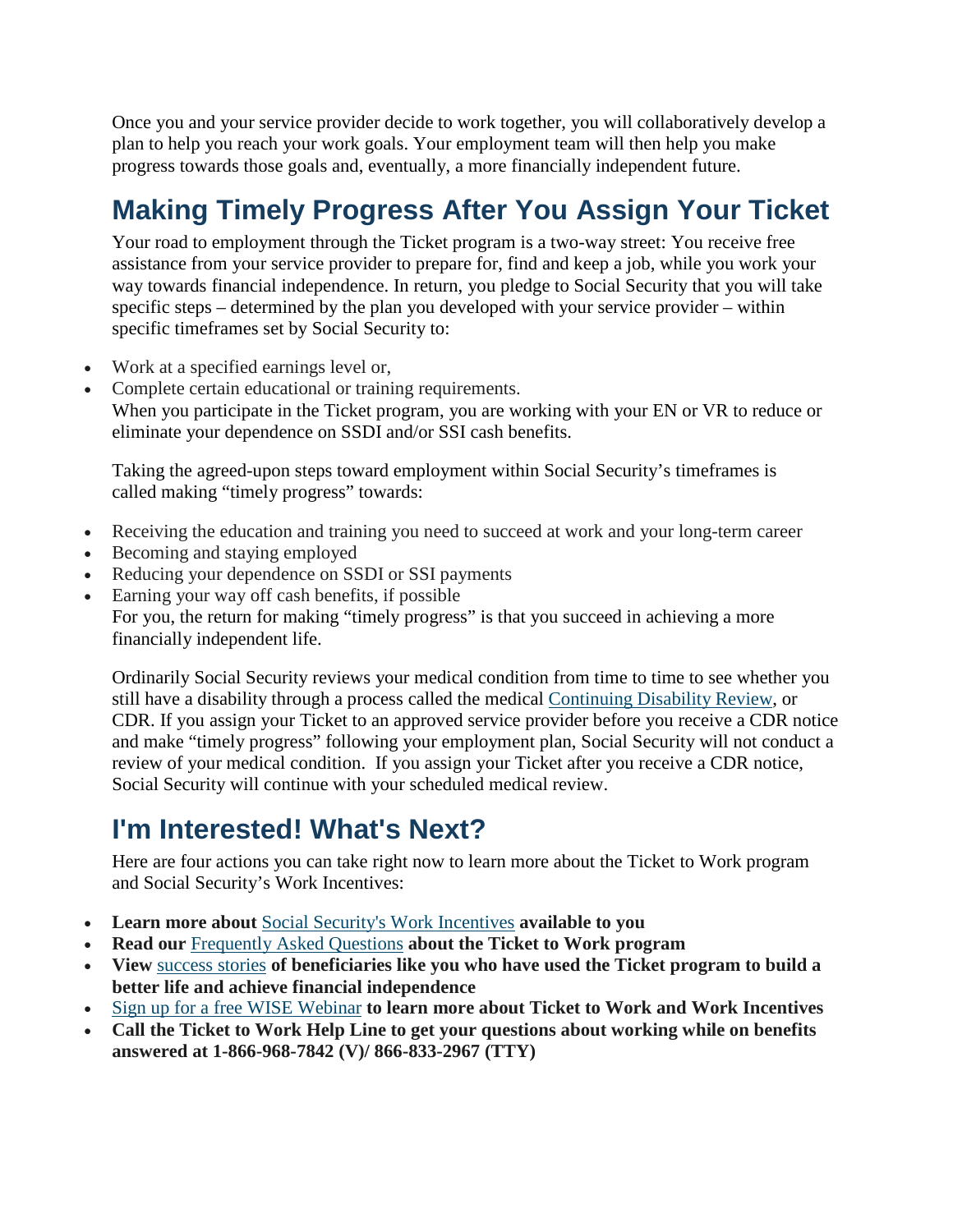Once you and your service provider decide to work together, you will collaboratively develop a plan to help you reach your work goals. Your employment team will then help you make progress towards those goals and, eventually, a more financially independent future.

## Making Timely Progress After You Assign Your Ticket

Your road to employment through the Ticket program is a two-way street: You receive free assistance from your service provider to prepare for, find and keep a job, while you work your way towards financial independence. In return, you pledge to Social Security that you will take specific steps – determined by the plan you developed with your service provider – within specific timeframes set by Social Security to:

- Work at a specified earnings level or,
- Complete certain educational or training requirements.

When you participate in the Ticket program, you are working with your EN or VR to reduce or eliminate your dependence on SSDI and/or SSI cash benefits.

Taking the agreed-upon steps toward employment within Social Security's timeframes is called making "timely progress" towards:

- Receiving the education and training you need to succeed at work and your long-term career
- Becoming and staying employed
- Reducing your dependence on SSDI or SSI payments
- Earning your way off cash benefits, if possible

For you, the return for making "timely progress" is that you succeed in achieving a more financially independent life.

Ordinarily Social Security reviews your medical condition from time to time to see whether you still have a disability through a process called the medical Continuing Disability Review, or CDR. If you assign your Ticket to an approved service provider before you receive a CDR notice and make "timely progress" following your employment plan, Social Security will not conduct a review of your medical condition. If you assign your Ticket after you receive a CDR notice, Social Security will continue with your scheduled medical review.

## I'm Interested! What's Next?

Here are four actions you can take right now to learn more about the Ticket to Work program and Social Security's Work Incentives:

- **Learn more about** Social Security's Work Incentives **available to you**
- **Read our** Frequently Asked Questions **about the Ticket to Work program**
- **View** success stories **of beneficiaries like you who have used the Ticket program to build a better life and achieve financial independence**
- Sign up for a free WISE Webinar **to learn more about Ticket to Work and Work Incentives**
- **Call the Ticket to Work Help Line to get your questions about working while on benefits answered at 1-866-968-7842 (V)/ 866-833-2967 (TTY)**